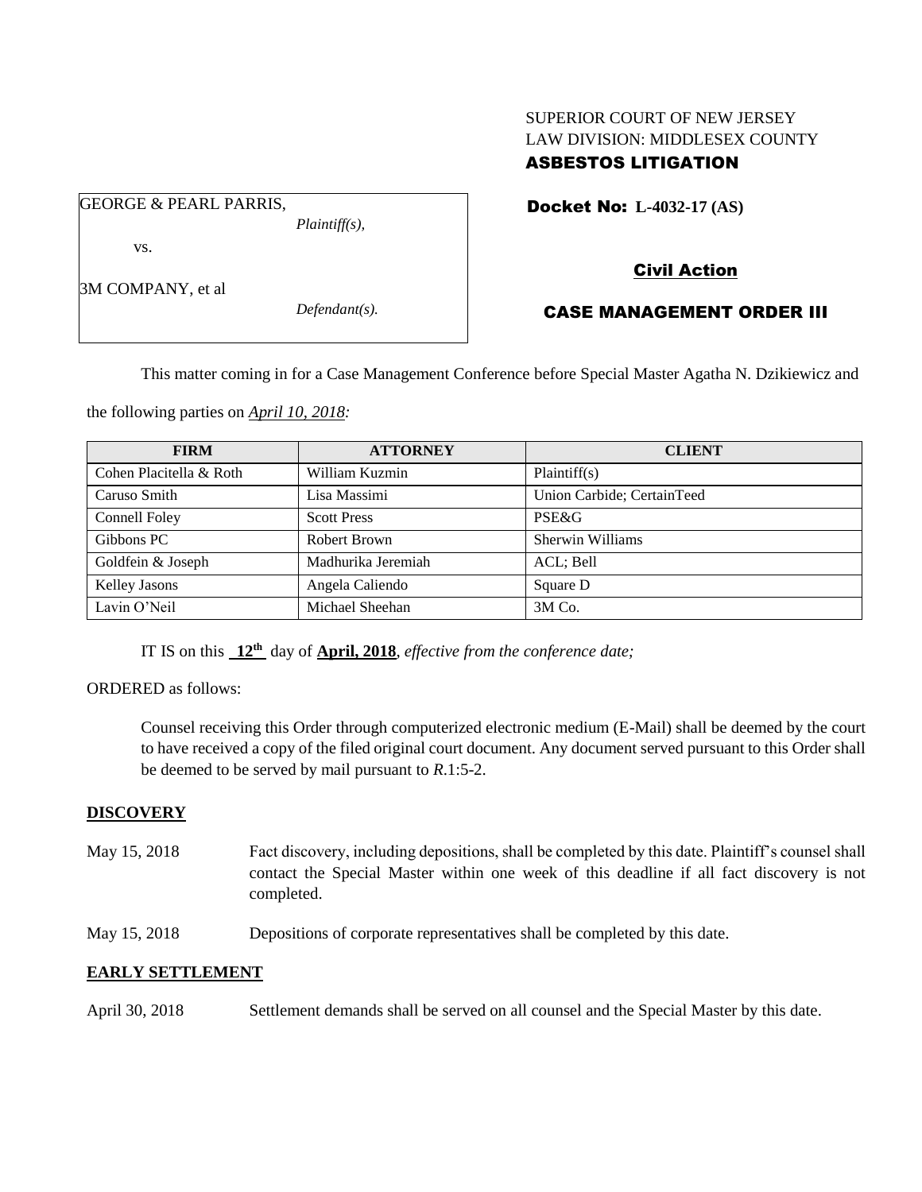SUPERIOR COURT OF NEW JERSEY
LAW DIVISION: MIDDLESEX COUNTY
**ASBESTOS LITIGATION**

GEORGE & PEARL PARRIS,
*Plaintiff(s),*

vs.

3M COMPANY, et al
*Defendant(s).*

**Docket No: L-4032-17 (AS)**

**Civil Action**

**CASE MANAGEMENT ORDER III**

This matter coming in for a Case Management Conference before Special Master Agatha N. Dzikiewicz and the following parties on *April 10, 2018:*

| FIRM | ATTORNEY | CLIENT |
| --- | --- | --- |
| Cohen Placitella & Roth | William Kuzmin | Plaintiff(s) |
| Caruso Smith | Lisa Massimi | Union Carbide; CertainTeed |
| Connell Foley | Scott Press | PSE&G |
| Gibbons PC | Robert Brown | Sherwin Williams |
| Goldfein & Joseph | Madhurika Jeremiah | ACL; Bell |
| Kelley Jasons | Angela Caliendo | Square D |
| Lavin O'Neil | Michael Sheehan | 3M Co. |

IT IS on this **12th** day of **April, 2018**, *effective from the conference date;*

ORDERED as follows:

Counsel receiving this Order through computerized electronic medium (E-Mail) shall be deemed by the court to have received a copy of the filed original court document. Any document served pursuant to this Order shall be deemed to be served by mail pursuant to *R*.1:5-2.

**DISCOVERY**

May 15, 2018 Fact discovery, including depositions, shall be completed by this date. Plaintiff's counsel shall contact the Special Master within one week of this deadline if all fact discovery is not completed.

May 15, 2018 Depositions of corporate representatives shall be completed by this date.

**EARLY SETTLEMENT**

April 30, 2018 Settlement demands shall be served on all counsel and the Special Master by this date.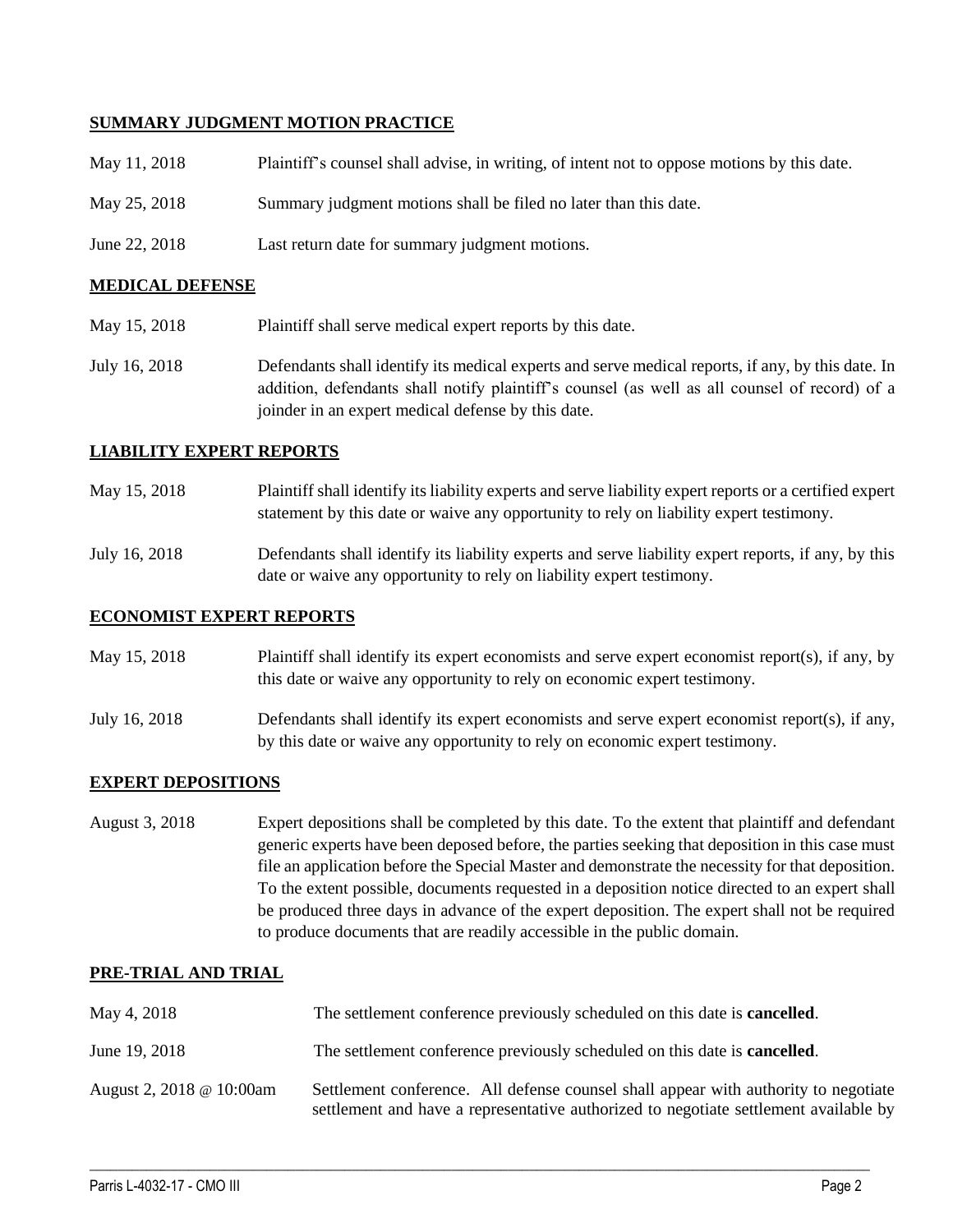## SUMMARY JUDGMENT MOTION PRACTICE

| | |
|---|---|
| May 11, 2018 | Plaintiff's counsel shall advise, in writing, of intent not to oppose motions by this date. |
| May 25, 2018 | Summary judgment motions shall be filed no later than this date. |
| June 22, 2018 | Last return date for summary judgment motions. |

## MEDICAL DEFENSE

| | |
|---|---|
| May 15, 2018 | Plaintiff shall serve medical expert reports by this date. |
| July 16, 2018 | Defendants shall identify its medical experts and serve medical reports, if any, by this date. In addition, defendants shall notify plaintiff's counsel (as well as all counsel of record) of a joinder in an expert medical defense by this date. |

## LIABILITY EXPERT REPORTS

| | |
|---|---|
| May 15, 2018 | Plaintiff shall identify its liability experts and serve liability expert reports or a certified expert statement by this date or waive any opportunity to rely on liability expert testimony. |
| July 16, 2018 | Defendants shall identify its liability experts and serve liability expert reports, if any, by this date or waive any opportunity to rely on liability expert testimony. |

## ECONOMIST EXPERT REPORTS

| | |
|---|---|
| May 15, 2018 | Plaintiff shall identify its expert economists and serve expert economist report(s), if any, by this date or waive any opportunity to rely on economic expert testimony. |
| July 16, 2018 | Defendants shall identify its expert economists and serve expert economist report(s), if any, by this date or waive any opportunity to rely on economic expert testimony. |

## EXPERT DEPOSITIONS

| | |
|---|---|
| August 3, 2018 | Expert depositions shall be completed by this date. To the extent that plaintiff and defendant generic experts have been deposed before, the parties seeking that deposition in this case must file an application before the Special Master and demonstrate the necessity for that deposition. To the extent possible, documents requested in a deposition notice directed to an expert shall be produced three days in advance of the expert deposition. The expert shall not be required to produce documents that are readily accessible in the public domain. |

## PRE-TRIAL AND TRIAL

| | |
|---|---|
| May 4, 2018 | The settlement conference previously scheduled on this date is **cancelled**. |
| June 19, 2018 | The settlement conference previously scheduled on this date is **cancelled**. |
| August 2, 2018 @ 10:00am | Settlement conference. All defense counsel shall appear with authority to negotiate settlement and have a representative authorized to negotiate settlement available by |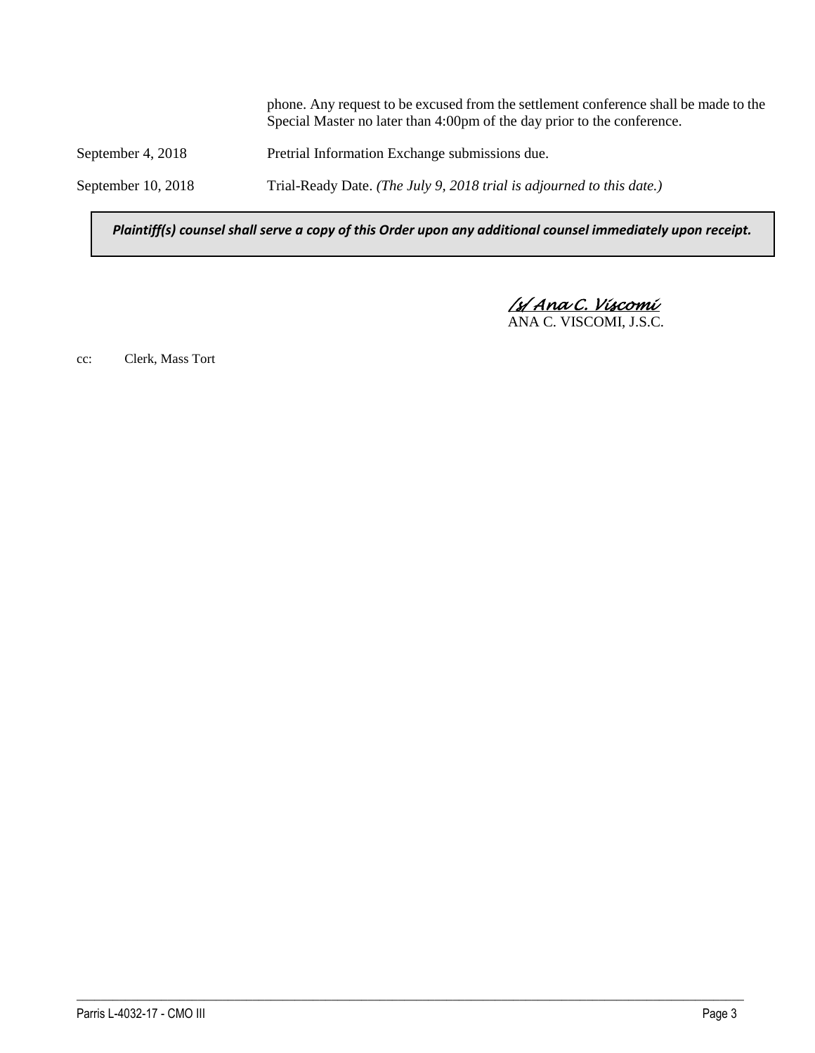phone. Any request to be excused from the settlement conference shall be made to the Special Master no later than 4:00pm of the day prior to the conference.

| | |
|---|---|
| September 4, 2018 | Pretrial Information Exchange submissions due. |
| September 10, 2018 | Trial-Ready Date. *(The July 9, 2018 trial is adjourned to this date.)* |

***Plaintiff(s) counsel shall serve a copy of this Order upon any additional counsel immediately upon receipt.***

/s/ Ana C. Viscomi
ANA C. VISCOMI, J.S.C.

cc: Clerk, Mass Tort